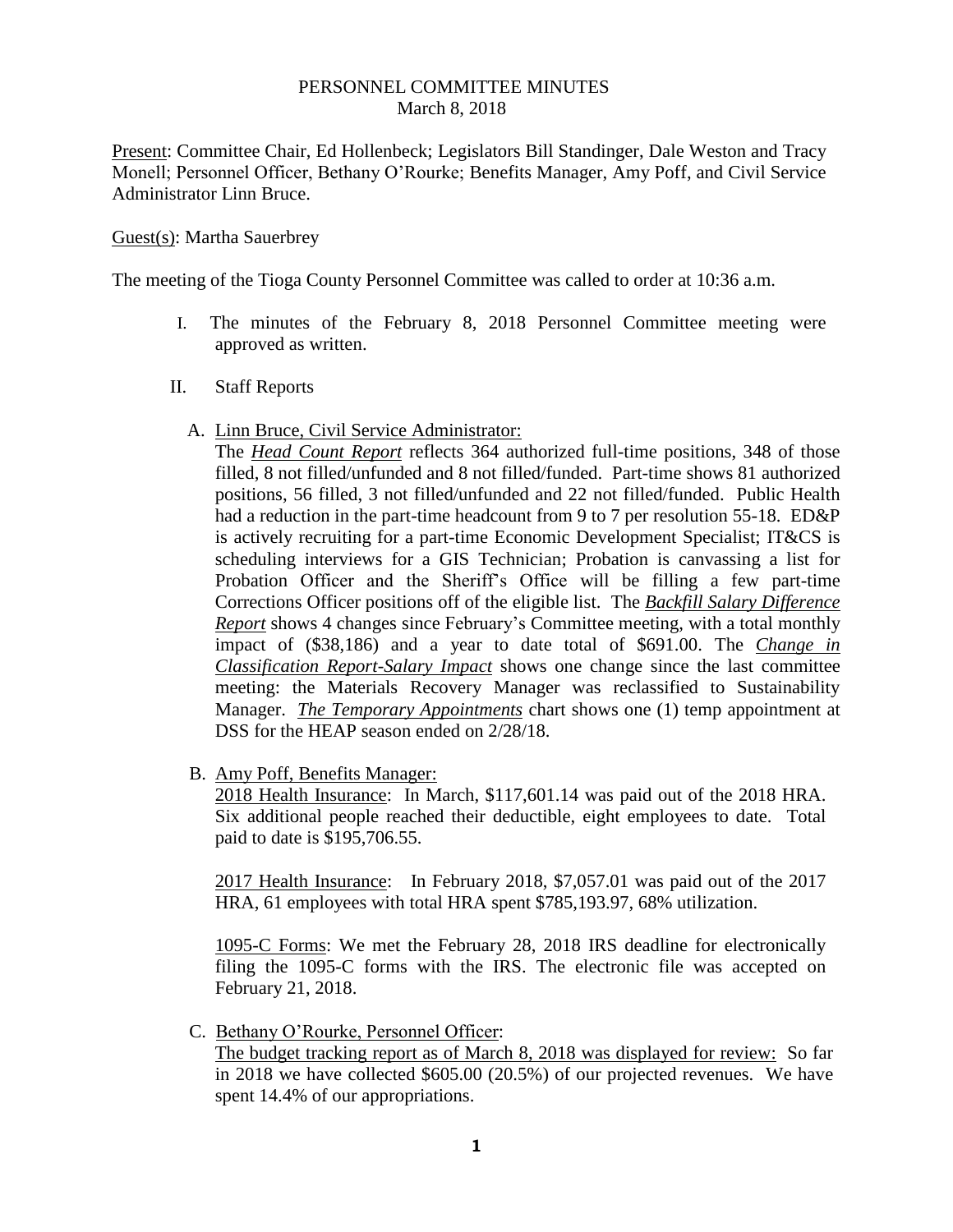# PERSONNEL COMMITTEE MINUTES
March 8, 2018

Present: Committee Chair, Ed Hollenbeck; Legislators Bill Standinger, Dale Weston and Tracy Monell; Personnel Officer, Bethany O'Rourke; Benefits Manager, Amy Poff, and Civil Service Administrator Linn Bruce.

Guest(s): Martha Sauerbrey

The meeting of the Tioga County Personnel Committee was called to order at 10:36 a.m.

I. The minutes of the February 8, 2018 Personnel Committee meeting were approved as written.

II. Staff Reports

A. Linn Bruce, Civil Service Administrator:

The ***Head Count Report*** reflects 364 authorized full-time positions, 348 of those filled, 8 not filled/unfunded and 8 not filled/funded. Part-time shows 81 authorized positions, 56 filled, 3 not filled/unfunded and 22 not filled/funded. Public Health had a reduction in the part-time headcount from 9 to 7 per resolution 55-18. ED&P is actively recruiting for a part-time Economic Development Specialist; IT&CS is scheduling interviews for a GIS Technician; Probation is canvassing a list for Probation Officer and the Sheriff's Office will be filling a few part-time Corrections Officer positions off of the eligible list. The ***Backfill Salary Difference Report*** shows 4 changes since February's Committee meeting, with a total monthly impact of ($38,186) and a year to date total of $691.00. The ***Change in Classification Report-Salary Impact*** shows one change since the last committee meeting: the Materials Recovery Manager was reclassified to Sustainability Manager. ***The Temporary Appointments*** chart shows one (1) temp appointment at DSS for the HEAP season ended on 2/28/18.

B. Amy Poff, Benefits Manager:

2018 Health Insurance: In March, $117,601.14 was paid out of the 2018 HRA. Six additional people reached their deductible, eight employees to date. Total paid to date is $195,706.55.

2017 Health Insurance: In February 2018, $7,057.01 was paid out of the 2017 HRA, 61 employees with total HRA spent $785,193.97, 68% utilization.

1095-C Forms: We met the February 28, 2018 IRS deadline for electronically filing the 1095-C forms with the IRS. The electronic file was accepted on February 21, 2018.

C. Bethany O'Rourke, Personnel Officer:

The budget tracking report as of March 8, 2018 was displayed for review: So far in 2018 we have collected $605.00 (20.5%) of our projected revenues. We have spent 14.4% of our appropriations.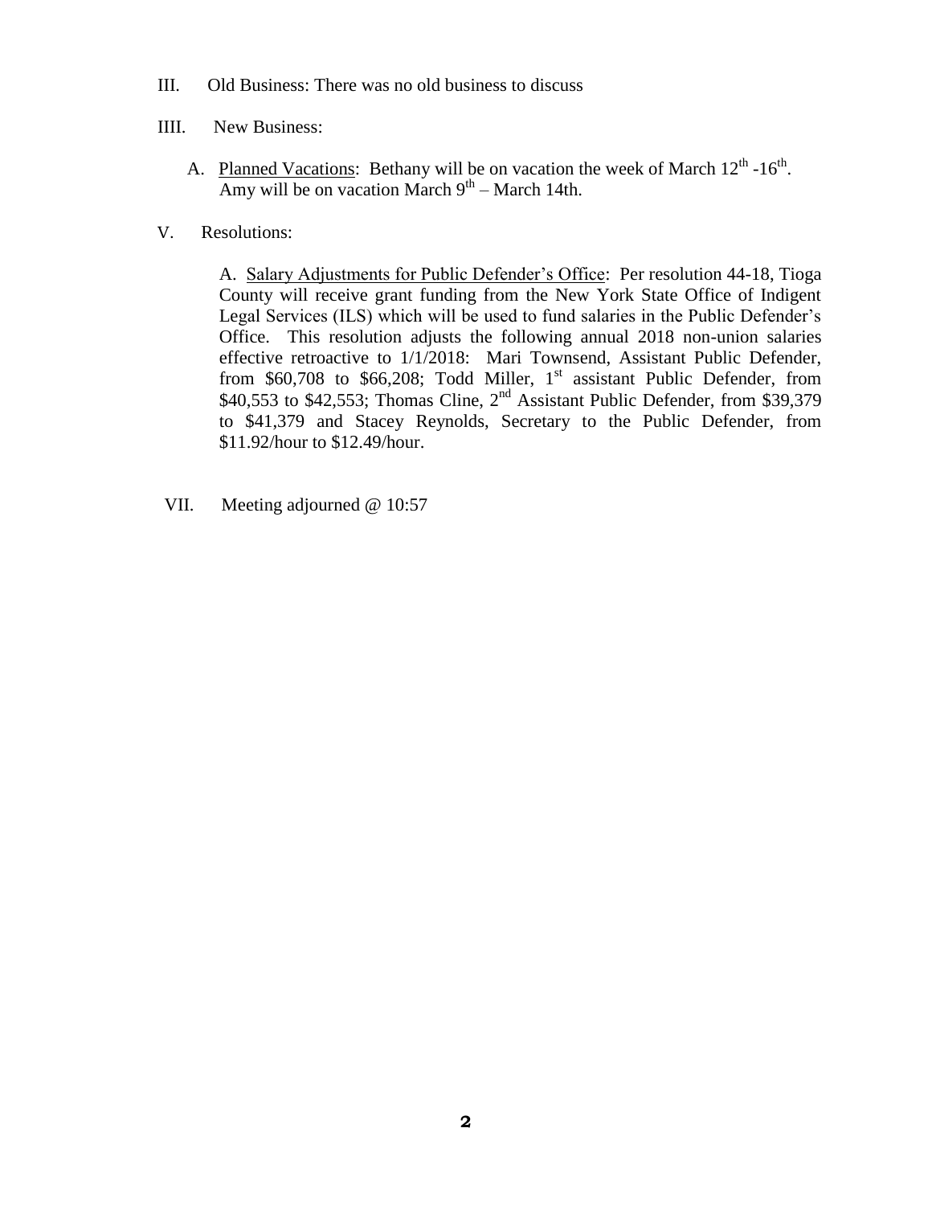III. Old Business: There was no old business to discuss

IIII. New Business:

A. Planned Vacations: Bethany will be on vacation the week of March 12th -16th. Amy will be on vacation March 9th – March 14th.

V. Resolutions:

A. Salary Adjustments for Public Defender's Office: Per resolution 44-18, Tioga County will receive grant funding from the New York State Office of Indigent Legal Services (ILS) which will be used to fund salaries in the Public Defender's Office. This resolution adjusts the following annual 2018 non-union salaries effective retroactive to 1/1/2018: Mari Townsend, Assistant Public Defender, from $60,708 to $66,208; Todd Miller, 1st assistant Public Defender, from $40,553 to $42,553; Thomas Cline, 2nd Assistant Public Defender, from $39,379 to $41,379 and Stacey Reynolds, Secretary to the Public Defender, from $11.92/hour to $12.49/hour.

VII. Meeting adjourned @ 10:57